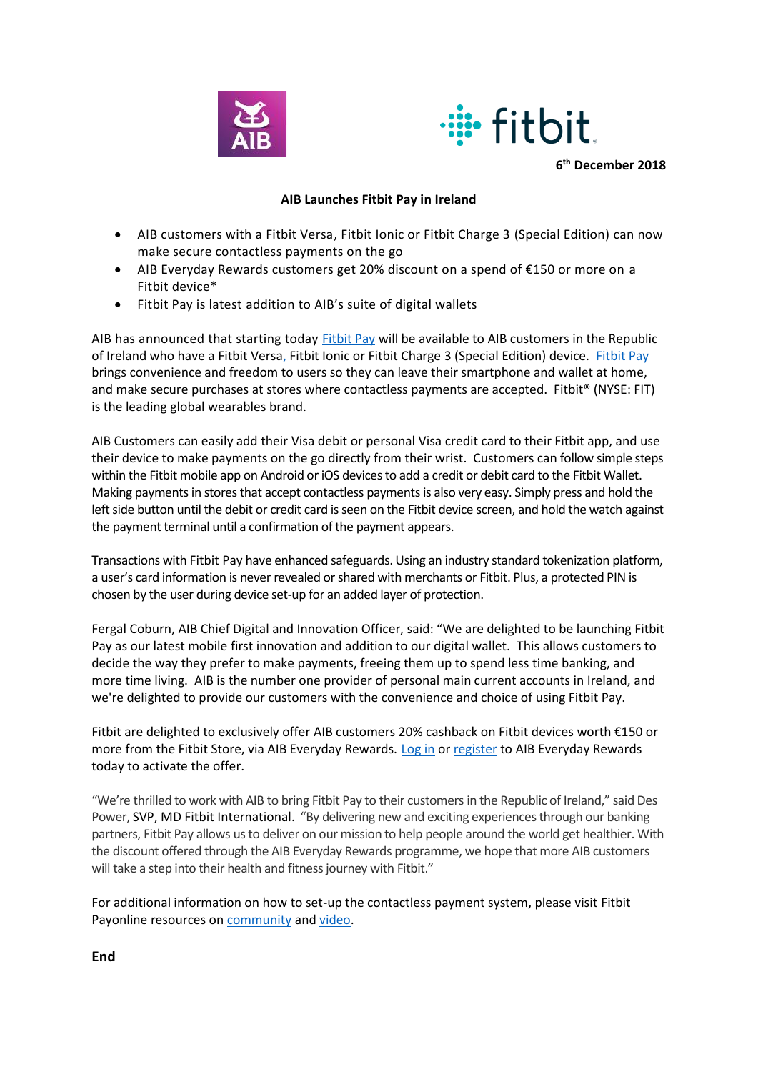6th December 2018

**AIB Launches Fitbit Pay in Ireland**

- AIB customers with a Fitbit Versa, Fitbit Ionic or Fitbit Charge 3 (Special Edition) can now make secure contactless payments on the go
- AIB Everyday Rewards customers get 20% discount on a spend of €150 or more on a Fitbit device*
- Fitbit Pay is latest addition to AIB's suite of digital wallets

AIB has announced that starting today Fitbit Pay will be available to AIB customers in the Republic of Ireland who have a Fitbit Versa, Fitbit Ionic or Fitbit Charge 3 (Special Edition) device. Fitbit Pay brings convenience and freedom to users so they can leave their smartphone and wallet at home, and make secure purchases at stores where contactless payments are accepted. Fitbit® (NYSE: FIT) is the leading global wearables brand.

AIB Customers can easily add their Visa debit or personal Visa credit card to their Fitbit app, and use their device to make payments on the go directly from their wrist. Customers can follow simple steps within the Fitbit mobile app on Android or iOS devices to add a credit or debit card to the Fitbit Wallet. Making payments in stores that accept contactless payments is also very easy. Simply press and hold the left side button until the debit or credit card is seen on the Fitbit device screen, and hold the watch against the payment terminal until a confirmation of the payment appears.

Transactions with Fitbit Pay have enhanced safeguards. Using an industry standard tokenization platform, a user's card information is never revealed or shared with merchants or Fitbit. Plus, a protected PIN is chosen by the user during device set-up for an added layer of protection.

Fergal Coburn, AIB Chief Digital and Innovation Officer, said: "We are delighted to be launching Fitbit Pay as our latest mobile first innovation and addition to our digital wallet. This allows customers to decide the way they prefer to make payments, freeing them up to spend less time banking, and more time living. AIB is the number one provider of personal main current accounts in Ireland, and we're delighted to provide our customers with the convenience and choice of using Fitbit Pay.

Fitbit are delighted to exclusively offer AIB customers 20% cashback on Fitbit devices worth €150 or more from the Fitbit Store, via AIB Everyday Rewards. Log in or register to AIB Everyday Rewards today to activate the offer.

"We're thrilled to work with AIB to bring Fitbit Pay to their customers in the Republic of Ireland," said Des Power, SVP, MD Fitbit International. "By delivering new and exciting experiences through our banking partners, Fitbit Pay allows us to deliver on our mission to help people around the world get healthier. With the discount offered through the AIB Everyday Rewards programme, we hope that more AIB customers will take a step into their health and fitness journey with Fitbit."

For additional information on how to set-up the contactless payment system, please visit Fitbit Payonline resources on community and video.

**End**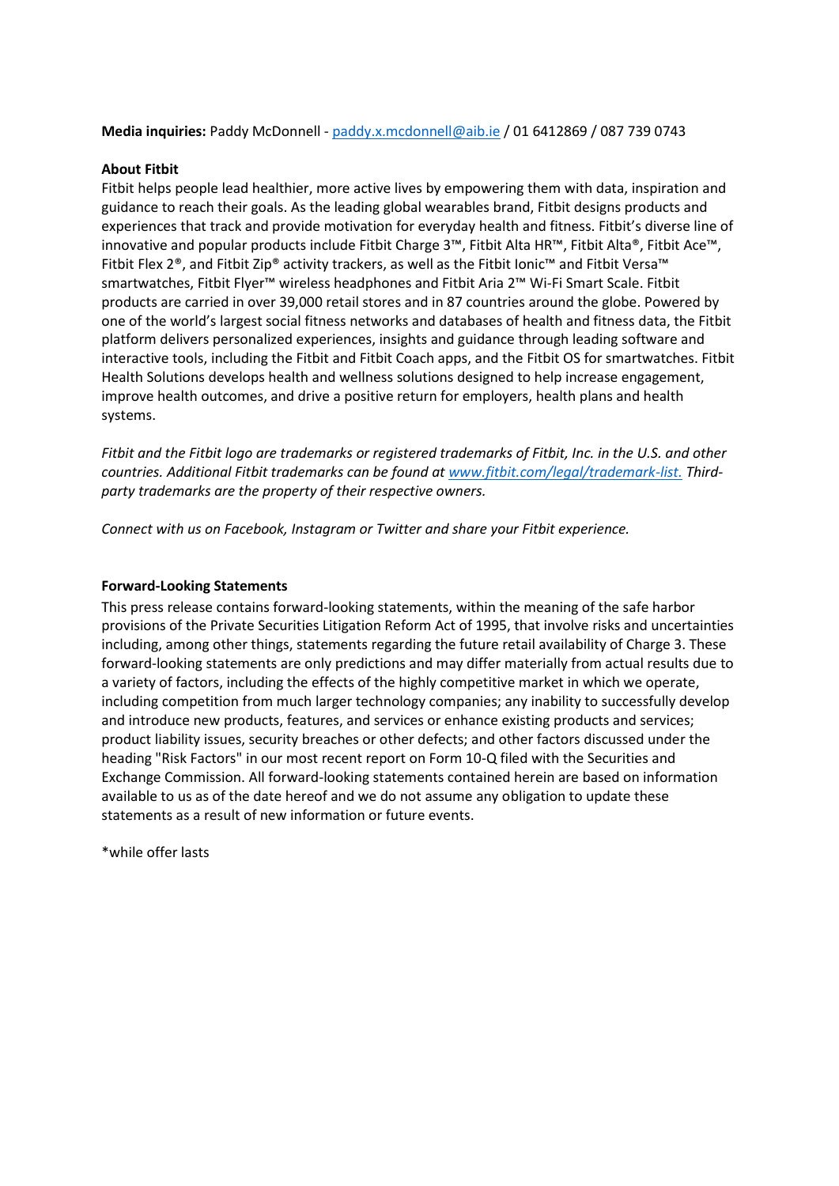**Media inquiries:** Paddy McDonnell - paddy.x.mcdonnell@aib.ie / 01 6412869 / 087 739 0743

**About Fitbit**

Fitbit helps people lead healthier, more active lives by empowering them with data, inspiration and guidance to reach their goals. As the leading global wearables brand, Fitbit designs products and experiences that track and provide motivation for everyday health and fitness. Fitbit's diverse line of innovative and popular products include Fitbit Charge 3™, Fitbit Alta HR™, Fitbit Alta®, Fitbit Ace™, Fitbit Flex 2®, and Fitbit Zip® activity trackers, as well as the Fitbit Ionic™ and Fitbit Versa™ smartwatches, Fitbit Flyer™ wireless headphones and Fitbit Aria 2™ Wi-Fi Smart Scale. Fitbit products are carried in over 39,000 retail stores and in 87 countries around the globe. Powered by one of the world's largest social fitness networks and databases of health and fitness data, the Fitbit platform delivers personalized experiences, insights and guidance through leading software and interactive tools, including the Fitbit and Fitbit Coach apps, and the Fitbit OS for smartwatches. Fitbit Health Solutions develops health and wellness solutions designed to help increase engagement, improve health outcomes, and drive a positive return for employers, health plans and health systems.

*Fitbit and the Fitbit logo are trademarks or registered trademarks of Fitbit, Inc. in the U.S. and other countries. Additional Fitbit trademarks can be found at www.fitbit.com/legal/trademark-list. Third-party trademarks are the property of their respective owners.*

*Connect with us on Facebook, Instagram or Twitter and share your Fitbit experience.*

**Forward-Looking Statements**

This press release contains forward-looking statements, within the meaning of the safe harbor provisions of the Private Securities Litigation Reform Act of 1995, that involve risks and uncertainties including, among other things, statements regarding the future retail availability of Charge 3. These forward-looking statements are only predictions and may differ materially from actual results due to a variety of factors, including the effects of the highly competitive market in which we operate, including competition from much larger technology companies; any inability to successfully develop and introduce new products, features, and services or enhance existing products and services; product liability issues, security breaches or other defects; and other factors discussed under the heading "Risk Factors" in our most recent report on Form 10-Q filed with the Securities and Exchange Commission. All forward-looking statements contained herein are based on information available to us as of the date hereof and we do not assume any obligation to update these statements as a result of new information or future events.

*while offer lasts